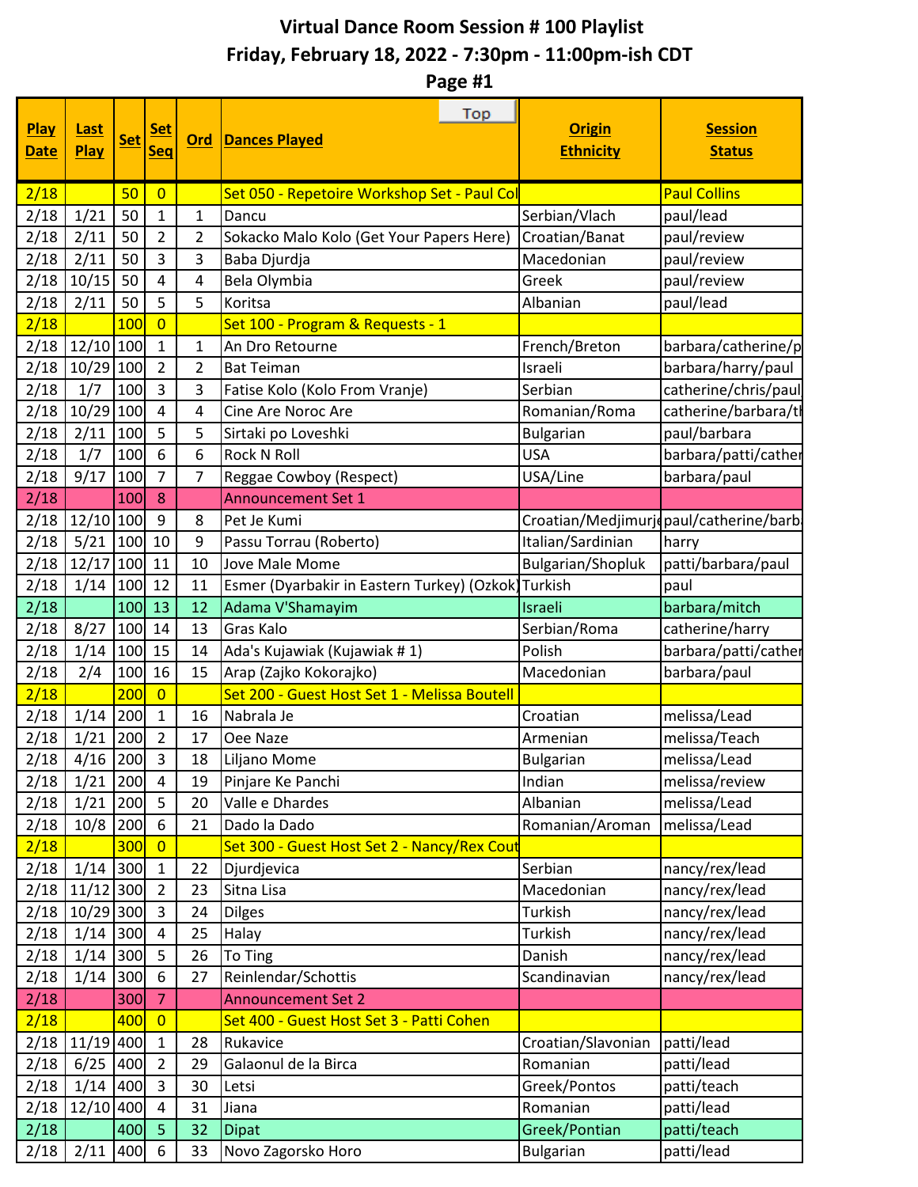# Virtual Dance Room Session # 100 Playlist

## Friday, February 18, 2022 - 7:30pm - 11:00pm-ish CDT

## Page #1

| Play Date | Last Play | Set | Set Seq | Ord | Dances Played | Origin Ethnicity | Session Status |
|---|---|---|---|---|---|---|---|
| 2/18 | | 50 | 0 | | Set 050 - Repetoire Workshop Set - Paul Col | | Paul Collins |
| 2/18 | 1/21 | 50 | 1 | 1 | Dancu | Serbian/Vlach | paul/lead |
| 2/18 | 2/11 | 50 | 2 | 2 | Sokacko Malo Kolo (Get Your Papers Here) | Croatian/Banat | paul/review |
| 2/18 | 2/11 | 50 | 3 | 3 | Baba Djurdja | Macedonian | paul/review |
| 2/18 | 10/15 | 50 | 4 | 4 | Bela Olymbia | Greek | paul/review |
| 2/18 | 2/11 | 50 | 5 | 5 | Koritsa | Albanian | paul/lead |
| 2/18 | | 100 | 0 | | Set 100 - Program & Requests - 1 | | |
| 2/18 | 12/10 | 100 | 1 | 1 | An Dro Retourne | French/Breton | barbara/catherine/p |
| 2/18 | 10/29 | 100 | 2 | 2 | Bat Teiman | Israeli | barbara/harry/paul |
| 2/18 | 1/7 | 100 | 3 | 3 | Fatise Kolo (Kolo From Vranje) | Serbian | catherine/chris/paul |
| 2/18 | 10/29 | 100 | 4 | 4 | Cine Are Noroc Are | Romanian/Roma | catherine/barbara/t |
| 2/18 | 2/11 | 100 | 5 | 5 | Sirtaki po Loveshki | Bulgarian | paul/barbara |
| 2/18 | 1/7 | 100 | 6 | 6 | Rock N Roll | USA | barbara/patti/cather |
| 2/18 | 9/17 | 100 | 7 | 7 | Reggae Cowboy (Respect) | USA/Line | barbara/paul |
| 2/18 | | 100 | 8 | | Announcement Set 1 | | |
| 2/18 | 12/10 | 100 | 9 | 8 | Pet Je Kumi | Croatian/Medjimurje | paul/catherine/barb |
| 2/18 | 5/21 | 100 | 10 | 9 | Passu Torrau (Roberto) | Italian/Sardinian | harry |
| 2/18 | 12/17 | 100 | 11 | 10 | Jove Male Mome | Bulgarian/Shopluk | patti/barbara/paul |
| 2/18 | 1/14 | 100 | 12 | 11 | Esmer (Dyarbakir in Eastern Turkey) (Ozkok) | Turkish | paul |
| 2/18 | | 100 | 13 | 12 | Adama V'Shamayim | Israeli | barbara/mitch |
| 2/18 | 8/27 | 100 | 14 | 13 | Gras Kalo | Serbian/Roma | catherine/harry |
| 2/18 | 1/14 | 100 | 15 | 14 | Ada's Kujawiak (Kujawiak # 1) | Polish | barbara/patti/cather |
| 2/18 | 2/4 | 100 | 16 | 15 | Arap (Zajko Kokorajko) | Macedonian | barbara/paul |
| 2/18 | | 200 | 0 | | Set 200 - Guest Host Set 1 - Melissa Boutell | | |
| 2/18 | 1/14 | 200 | 1 | 16 | Nabrala Je | Croatian | melissa/Lead |
| 2/18 | 1/21 | 200 | 2 | 17 | Oee Naze | Armenian | melissa/Teach |
| 2/18 | 4/16 | 200 | 3 | 18 | Liljano Mome | Bulgarian | melissa/Lead |
| 2/18 | 1/21 | 200 | 4 | 19 | Pinjare Ke Panchi | Indian | melissa/review |
| 2/18 | 1/21 | 200 | 5 | 20 | Valle e Dhardes | Albanian | melissa/Lead |
| 2/18 | 10/8 | 200 | 6 | 21 | Dado la Dado | Romanian/Aroman | melissa/Lead |
| 2/18 | | 300 | 0 | | Set 300 - Guest Host Set 2 - Nancy/Rex Cout | | |
| 2/18 | 1/14 | 300 | 1 | 22 | Djurdjevica | Serbian | nancy/rex/lead |
| 2/18 | 11/12 | 300 | 2 | 23 | Sitna Lisa | Macedonian | nancy/rex/lead |
| 2/18 | 10/29 | 300 | 3 | 24 | Dilges | Turkish | nancy/rex/lead |
| 2/18 | 1/14 | 300 | 4 | 25 | Halay | Turkish | nancy/rex/lead |
| 2/18 | 1/14 | 300 | 5 | 26 | To Ting | Danish | nancy/rex/lead |
| 2/18 | 1/14 | 300 | 6 | 27 | Reinlendar/Schottis | Scandinavian | nancy/rex/lead |
| 2/18 | | 300 | 7 | | Announcement Set 2 | | |
| 2/18 | | 400 | 0 | | Set 400 - Guest Host Set 3 - Patti Cohen | | |
| 2/18 | 11/19 | 400 | 1 | 28 | Rukavice | Croatian/Slavonian | patti/lead |
| 2/18 | 6/25 | 400 | 2 | 29 | Galaonul de la Birca | Romanian | patti/lead |
| 2/18 | 1/14 | 400 | 3 | 30 | Letsi | Greek/Pontos | patti/teach |
| 2/18 | 12/10 | 400 | 4 | 31 | Jiana | Romanian | patti/lead |
| 2/18 | | 400 | 5 | 32 | Dipat | Greek/Pontian | patti/teach |
| 2/18 | 2/11 | 400 | 6 | 33 | Novo Zagorsko Horo | Bulgarian | patti/lead |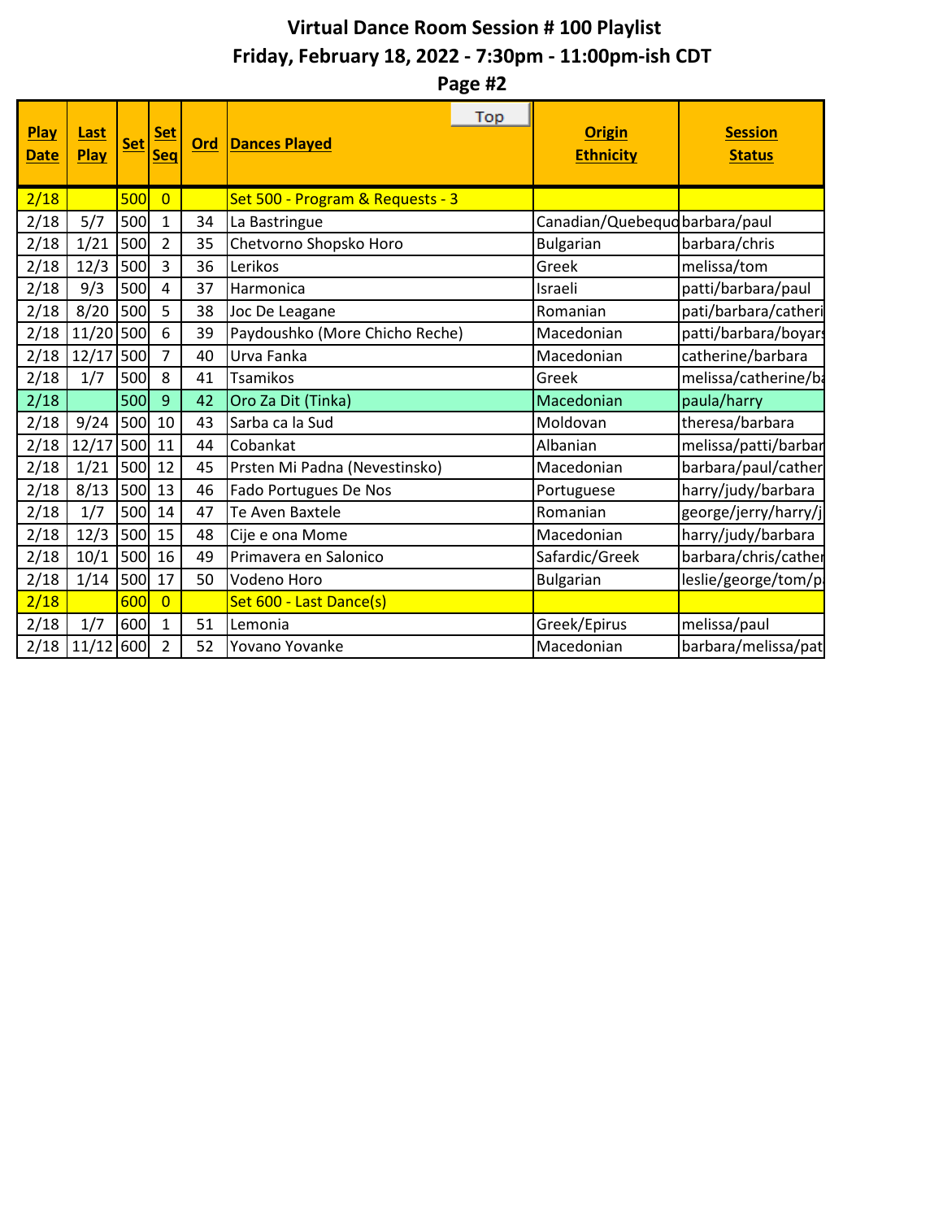# Virtual Dance Room Session # 100 Playlist
## Friday, February 18, 2022 - 7:30pm - 11:00pm-ish CDT
### Page #2

| Play Date | Last Play | Set | Set Seq | Ord | Dances Played | Origin Ethnicity | Session Status |
|---|---|---|---|---|---|---|---|
| 2/18 | | 500 | 0 | | Set 500 - Program & Requests - 3 | | |
| 2/18 | 5/7 | 500 | 1 | 34 | La Bastringue | Canadian/Quebequo | barbara/paul |
| 2/18 | 1/21 | 500 | 2 | 35 | Chetvorno Shopsko Horo | Bulgarian | barbara/chris |
| 2/18 | 12/3 | 500 | 3 | 36 | Lerikos | Greek | melissa/tom |
| 2/18 | 9/3 | 500 | 4 | 37 | Harmonica | Israeli | patti/barbara/paul |
| 2/18 | 8/20 | 500 | 5 | 38 | Joc De Leagane | Romanian | pati/barbara/catheri |
| 2/18 | 11/20 | 500 | 6 | 39 | Paydoushko (More Chicho Reche) | Macedonian | patti/barbara/boyars |
| 2/18 | 12/17 | 500 | 7 | 40 | Urva Fanka | Macedonian | catherine/barbara |
| 2/18 | 1/7 | 500 | 8 | 41 | Tsamikos | Greek | melissa/catherine/ba |
| 2/18 | | 500 | 9 | 42 | Oro Za Dit (Tinka) | Macedonian | paula/harry |
| 2/18 | 9/24 | 500 | 10 | 43 | Sarba ca la Sud | Moldovan | theresa/barbara |
| 2/18 | 12/17 | 500 | 11 | 44 | Cobankat | Albanian | melissa/patti/barbar |
| 2/18 | 1/21 | 500 | 12 | 45 | Prsten Mi Padna (Nevestinsko) | Macedonian | barbara/paul/cather |
| 2/18 | 8/13 | 500 | 13 | 46 | Fado Portugues De Nos | Portuguese | harry/judy/barbara |
| 2/18 | 1/7 | 500 | 14 | 47 | Te Aven Baxtele | Romanian | george/jerry/harry/j |
| 2/18 | 12/3 | 500 | 15 | 48 | Cije e ona Mome | Macedonian | harry/judy/barbara |
| 2/18 | 10/1 | 500 | 16 | 49 | Primavera en Salonico | Safardic/Greek | barbara/chris/cather |
| 2/18 | 1/14 | 500 | 17 | 50 | Vodeno Horo | Bulgarian | leslie/george/tom/p |
| 2/18 | | 600 | 0 | | Set 600 - Last Dance(s) | | |
| 2/18 | 1/7 | 600 | 1 | 51 | Lemonia | Greek/Epirus | melissa/paul |
| 2/18 | 11/12 | 600 | 2 | 52 | Yovano Yovanke | Macedonian | barbara/melissa/pat |